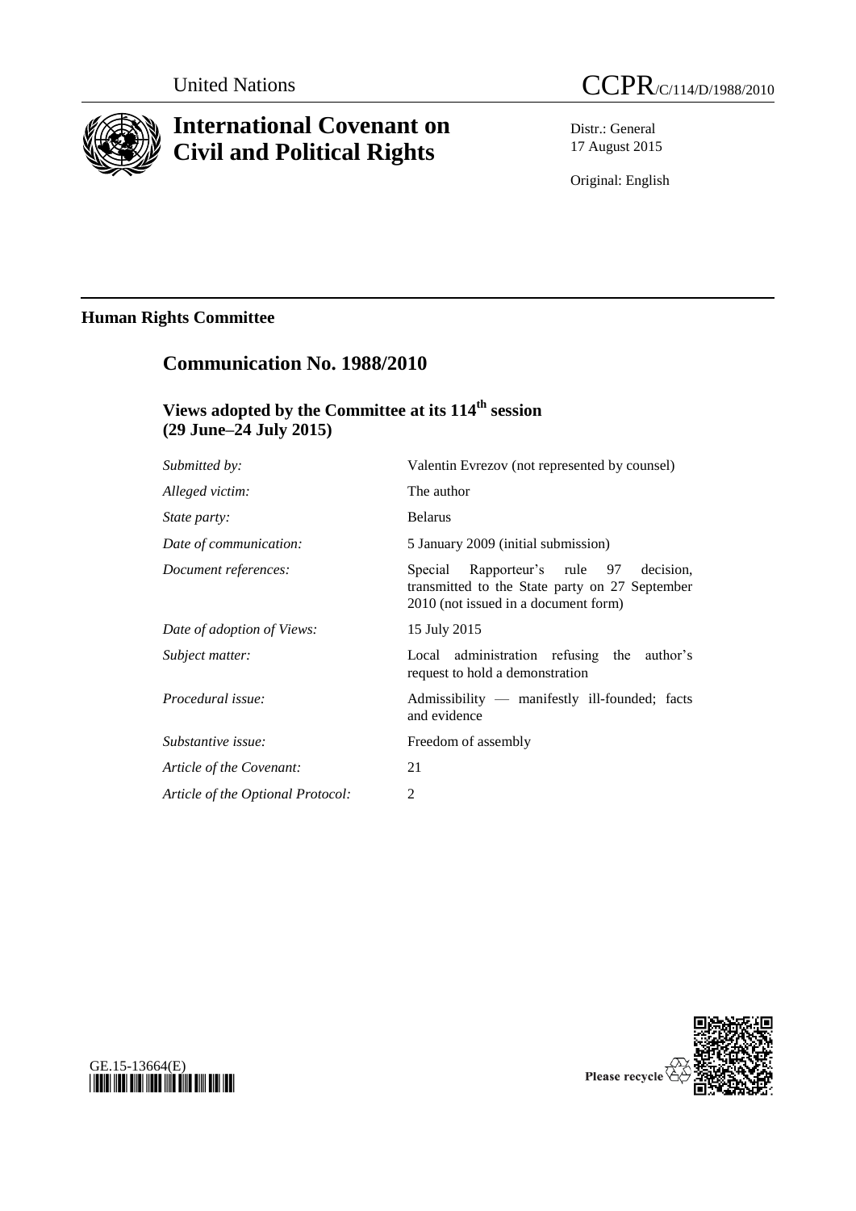United Nations

# CCPR/C/114/D/1988/2010

## International Covenant on Civil and Political Rights

Distr.: General
17 August 2015

Original: English

## Human Rights Committee

## Communication No. 1988/2010

### Views adopted by the Committee at its 114th session (29 June–24 July 2015)

| | |
|---|---|
| *Submitted by:* | Valentin Evrezov (not represented by counsel) |
| *Alleged victim:* | The author |
| *State party:* | Belarus |
| *Date of communication:* | 5 January 2009 (initial submission) |
| *Document references:* | Special Rapporteur's rule 97 decision, transmitted to the State party on 27 September 2010 (not issued in a document form) |
| *Date of adoption of Views:* | 15 July 2015 |
| *Subject matter:* | Local administration refusing the author's request to hold a demonstration |
| *Procedural issue:* | Admissibility — manifestly ill-founded; facts and evidence |
| *Substantive issue:* | Freedom of assembly |
| *Article of the Covenant:* | 21 |
| *Article of the Optional Protocol:* | 2 |

GE.15-13664(E)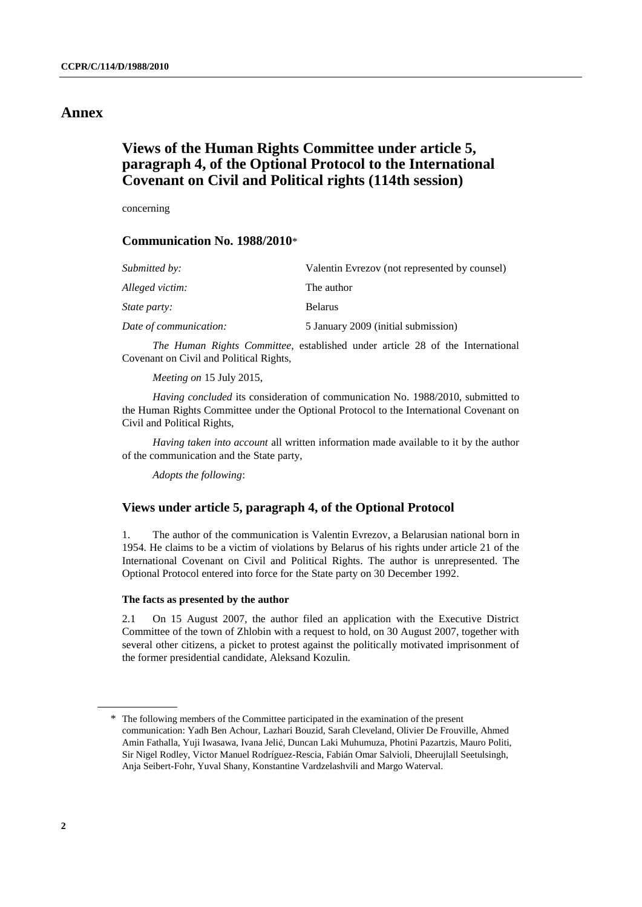# Annex

## Views of the Human Rights Committee under article 5, paragraph 4, of the Optional Protocol to the International Covenant on Civil and Political rights (114th session)

concerning

### Communication No. 1988/2010*

| | |
|---|---|
| *Submitted by:* | Valentin Evrezov (not represented by counsel) |
| *Alleged victim:* | The author |
| *State party:* | Belarus |
| *Date of communication:* | 5 January 2009 (initial submission) |

*The Human Rights Committee*, established under article 28 of the International Covenant on Civil and Political Rights,

*Meeting on* 15 July 2015,

*Having concluded* its consideration of communication No. 1988/2010, submitted to the Human Rights Committee under the Optional Protocol to the International Covenant on Civil and Political Rights,

*Having taken into account* all written information made available to it by the author of the communication and the State party,

*Adopts the following*:

### Views under article 5, paragraph 4, of the Optional Protocol

1. The author of the communication is Valentin Evrezov, a Belarusian national born in 1954. He claims to be a victim of violations by Belarus of his rights under article 21 of the International Covenant on Civil and Political Rights. The author is unrepresented. The Optional Protocol entered into force for the State party on 30 December 1992.

#### The facts as presented by the author

2.1 On 15 August 2007, the author filed an application with the Executive District Committee of the town of Zhlobin with a request to hold, on 30 August 2007, together with several other citizens, a picket to protest against the politically motivated imprisonment of the former presidential candidate, Aleksand Kozulin.

---

\* The following members of the Committee participated in the examination of the present communication: Yadh Ben Achour, Lazhari Bouzid, Sarah Cleveland, Olivier De Frouville, Ahmed Amin Fathalla, Yuji Iwasawa, Ivana Jelić, Duncan Laki Muhumuza, Photini Pazartzis, Mauro Politi, Sir Nigel Rodley, Victor Manuel Rodríguez-Rescia, Fabián Omar Salvioli, Dheerujlall Seetulsingh, Anja Seibert-Fohr, Yuval Shany, Konstantine Vardzelashvili and Margo Waterval.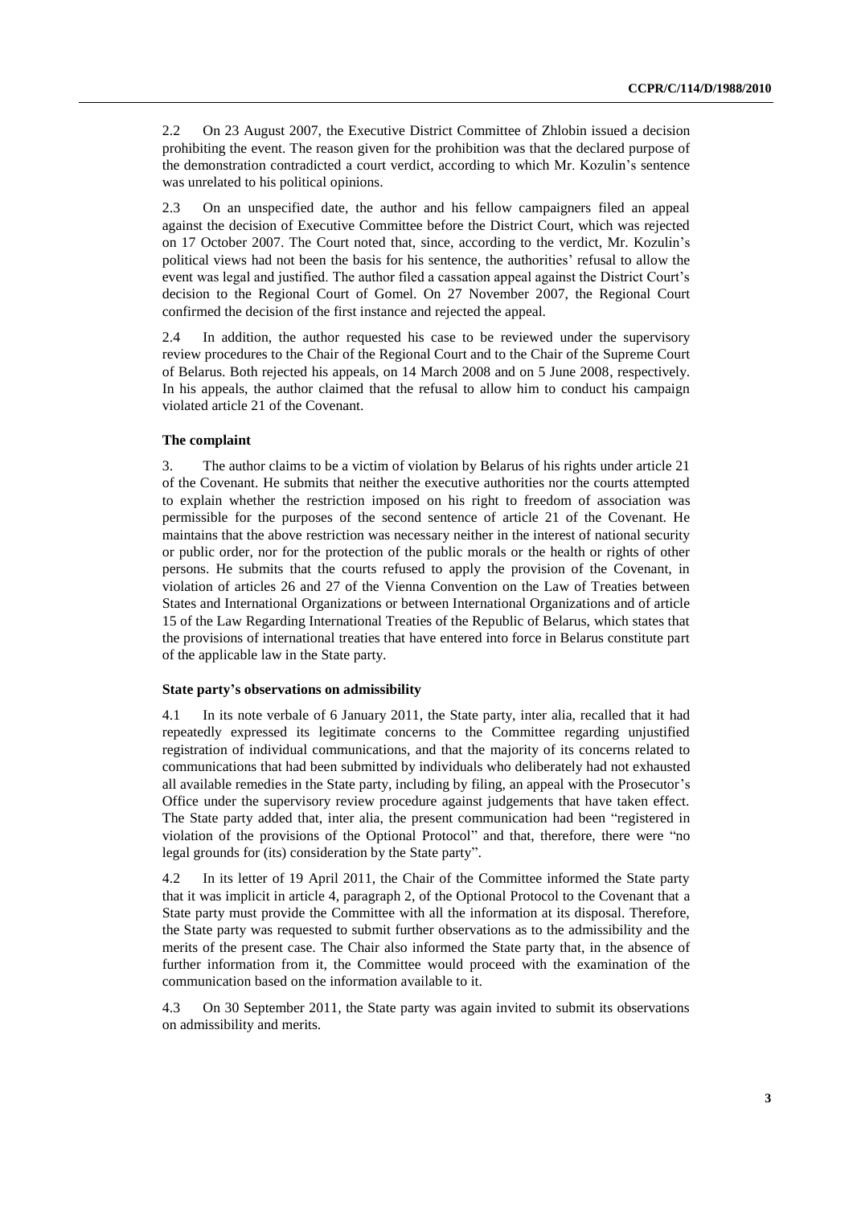2.2 On 23 August 2007, the Executive District Committee of Zhlobin issued a decision prohibiting the event. The reason given for the prohibition was that the declared purpose of the demonstration contradicted a court verdict, according to which Mr. Kozulin's sentence was unrelated to his political opinions.

2.3 On an unspecified date, the author and his fellow campaigners filed an appeal against the decision of Executive Committee before the District Court, which was rejected on 17 October 2007. The Court noted that, since, according to the verdict, Mr. Kozulin's political views had not been the basis for his sentence, the authorities' refusal to allow the event was legal and justified. The author filed a cassation appeal against the District Court's decision to the Regional Court of Gomel. On 27 November 2007, the Regional Court confirmed the decision of the first instance and rejected the appeal.

2.4 In addition, the author requested his case to be reviewed under the supervisory review procedures to the Chair of the Regional Court and to the Chair of the Supreme Court of Belarus. Both rejected his appeals, on 14 March 2008 and on 5 June 2008, respectively. In his appeals, the author claimed that the refusal to allow him to conduct his campaign violated article 21 of the Covenant.

### The complaint

3. The author claims to be a victim of violation by Belarus of his rights under article 21 of the Covenant. He submits that neither the executive authorities nor the courts attempted to explain whether the restriction imposed on his right to freedom of association was permissible for the purposes of the second sentence of article 21 of the Covenant. He maintains that the above restriction was necessary neither in the interest of national security or public order, nor for the protection of the public morals or the health or rights of other persons. He submits that the courts refused to apply the provision of the Covenant, in violation of articles 26 and 27 of the Vienna Convention on the Law of Treaties between States and International Organizations or between International Organizations and of article 15 of the Law Regarding International Treaties of the Republic of Belarus, which states that the provisions of international treaties that have entered into force in Belarus constitute part of the applicable law in the State party.

### State party's observations on admissibility

4.1 In its note verbale of 6 January 2011, the State party, inter alia, recalled that it had repeatedly expressed its legitimate concerns to the Committee regarding unjustified registration of individual communications, and that the majority of its concerns related to communications that had been submitted by individuals who deliberately had not exhausted all available remedies in the State party, including by filing, an appeal with the Prosecutor's Office under the supervisory review procedure against judgements that have taken effect. The State party added that, inter alia, the present communication had been "registered in violation of the provisions of the Optional Protocol" and that, therefore, there were "no legal grounds for (its) consideration by the State party".

4.2 In its letter of 19 April 2011, the Chair of the Committee informed the State party that it was implicit in article 4, paragraph 2, of the Optional Protocol to the Covenant that a State party must provide the Committee with all the information at its disposal. Therefore, the State party was requested to submit further observations as to the admissibility and the merits of the present case. The Chair also informed the State party that, in the absence of further information from it, the Committee would proceed with the examination of the communication based on the information available to it.

4.3 On 30 September 2011, the State party was again invited to submit its observations on admissibility and merits.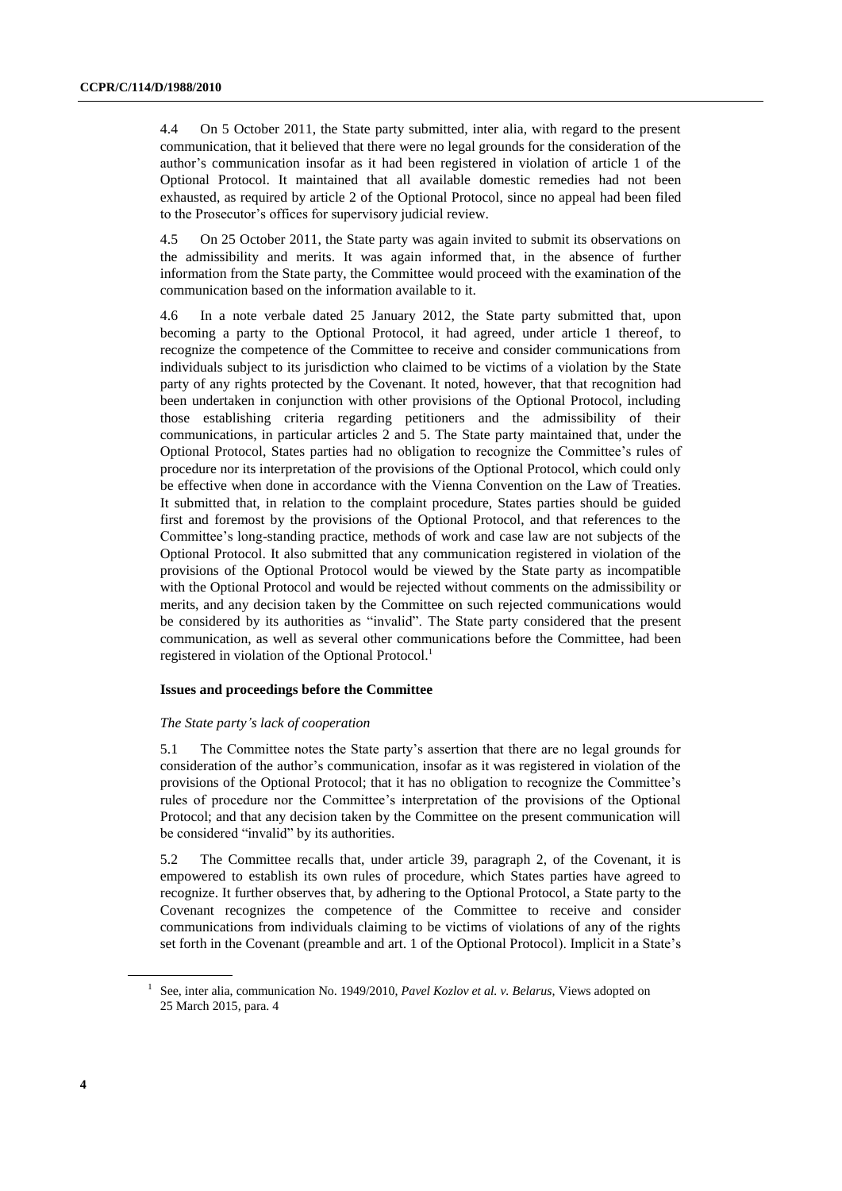4.4 On 5 October 2011, the State party submitted, inter alia, with regard to the present communication, that it believed that there were no legal grounds for the consideration of the author's communication insofar as it had been registered in violation of article 1 of the Optional Protocol. It maintained that all available domestic remedies had not been exhausted, as required by article 2 of the Optional Protocol, since no appeal had been filed to the Prosecutor's offices for supervisory judicial review.

4.5 On 25 October 2011, the State party was again invited to submit its observations on the admissibility and merits. It was again informed that, in the absence of further information from the State party, the Committee would proceed with the examination of the communication based on the information available to it.

4.6 In a note verbale dated 25 January 2012, the State party submitted that, upon becoming a party to the Optional Protocol, it had agreed, under article 1 thereof, to recognize the competence of the Committee to receive and consider communications from individuals subject to its jurisdiction who claimed to be victims of a violation by the State party of any rights protected by the Covenant. It noted, however, that that recognition had been undertaken in conjunction with other provisions of the Optional Protocol, including those establishing criteria regarding petitioners and the admissibility of their communications, in particular articles 2 and 5. The State party maintained that, under the Optional Protocol, States parties had no obligation to recognize the Committee's rules of procedure nor its interpretation of the provisions of the Optional Protocol, which could only be effective when done in accordance with the Vienna Convention on the Law of Treaties. It submitted that, in relation to the complaint procedure, States parties should be guided first and foremost by the provisions of the Optional Protocol, and that references to the Committee's long-standing practice, methods of work and case law are not subjects of the Optional Protocol. It also submitted that any communication registered in violation of the provisions of the Optional Protocol would be viewed by the State party as incompatible with the Optional Protocol and would be rejected without comments on the admissibility or merits, and any decision taken by the Committee on such rejected communications would be considered by its authorities as "invalid". The State party considered that the present communication, as well as several other communications before the Committee, had been registered in violation of the Optional Protocol.[1]

## Issues and proceedings before the Committee

### *The State party's lack of cooperation*

5.1 The Committee notes the State party's assertion that there are no legal grounds for consideration of the author's communication, insofar as it was registered in violation of the provisions of the Optional Protocol; that it has no obligation to recognize the Committee's rules of procedure nor the Committee's interpretation of the provisions of the Optional Protocol; and that any decision taken by the Committee on the present communication will be considered "invalid" by its authorities.

5.2 The Committee recalls that, under article 39, paragraph 2, of the Covenant, it is empowered to establish its own rules of procedure, which States parties have agreed to recognize. It further observes that, by adhering to the Optional Protocol, a State party to the Covenant recognizes the competence of the Committee to receive and consider communications from individuals claiming to be victims of violations of any of the rights set forth in the Covenant (preamble and art. 1 of the Optional Protocol). Implicit in a State's

[1] See, inter alia, communication No. 1949/2010, *Pavel Kozlov et al. v. Belarus*, Views adopted on 25 March 2015, para. 4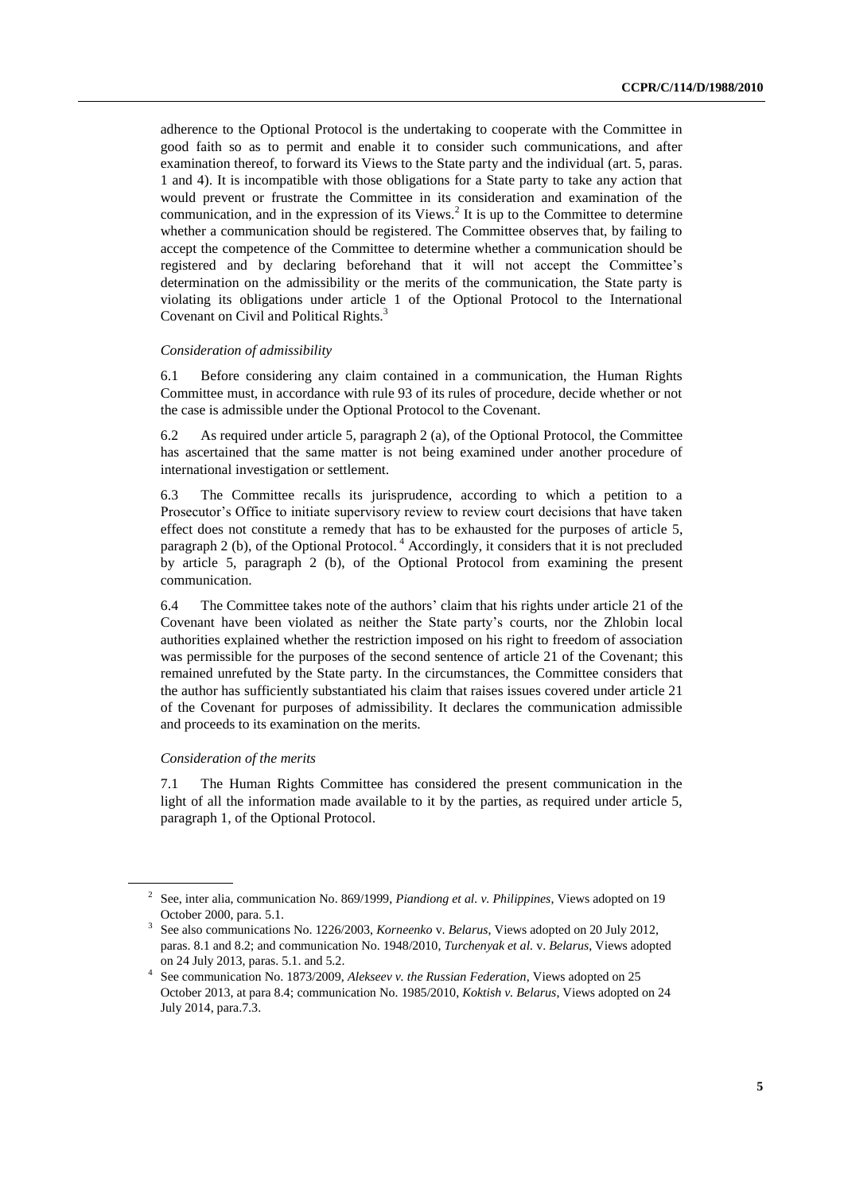adherence to the Optional Protocol is the undertaking to cooperate with the Committee in good faith so as to permit and enable it to consider such communications, and after examination thereof, to forward its Views to the State party and the individual (art. 5, paras. 1 and 4). It is incompatible with those obligations for a State party to take any action that would prevent or frustrate the Committee in its consideration and examination of the communication, and in the expression of its Views.[2] It is up to the Committee to determine whether a communication should be registered. The Committee observes that, by failing to accept the competence of the Committee to determine whether a communication should be registered and by declaring beforehand that it will not accept the Committee's determination on the admissibility or the merits of the communication, the State party is violating its obligations under article 1 of the Optional Protocol to the International Covenant on Civil and Political Rights.[3]

*Consideration of admissibility*

6.1 Before considering any claim contained in a communication, the Human Rights Committee must, in accordance with rule 93 of its rules of procedure, decide whether or not the case is admissible under the Optional Protocol to the Covenant.

6.2 As required under article 5, paragraph 2 (a), of the Optional Protocol, the Committee has ascertained that the same matter is not being examined under another procedure of international investigation or settlement.

6.3 The Committee recalls its jurisprudence, according to which a petition to a Prosecutor's Office to initiate supervisory review to review court decisions that have taken effect does not constitute a remedy that has to be exhausted for the purposes of article 5, paragraph 2 (b), of the Optional Protocol.[4] Accordingly, it considers that it is not precluded by article 5, paragraph 2 (b), of the Optional Protocol from examining the present communication.

6.4 The Committee takes note of the authors' claim that his rights under article 21 of the Covenant have been violated as neither the State party's courts, nor the Zhlobin local authorities explained whether the restriction imposed on his right to freedom of association was permissible for the purposes of the second sentence of article 21 of the Covenant; this remained unrefuted by the State party. In the circumstances, the Committee considers that the author has sufficiently substantiated his claim that raises issues covered under article 21 of the Covenant for purposes of admissibility. It declares the communication admissible and proceeds to its examination on the merits.

*Consideration of the merits*

7.1 The Human Rights Committee has considered the present communication in the light of all the information made available to it by the parties, as required under article 5, paragraph 1, of the Optional Protocol.

---

[2] See, inter alia, communication No. 869/1999, *Piandiong et al. v. Philippines*, Views adopted on 19 October 2000, para. 5.1.

[3] See also communications No. 1226/2003, *Korneenko* v. *Belarus*, Views adopted on 20 July 2012, paras. 8.1 and 8.2; and communication No. 1948/2010, *Turchenyak et al.* v. *Belarus*, Views adopted on 24 July 2013, paras. 5.1. and 5.2.

[4] See communication No. 1873/2009, *Alekseev v. the Russian Federation*, Views adopted on 25 October 2013, at para 8.4; communication No. 1985/2010, *Koktish v. Belarus*, Views adopted on 24 July 2014, para.7.3.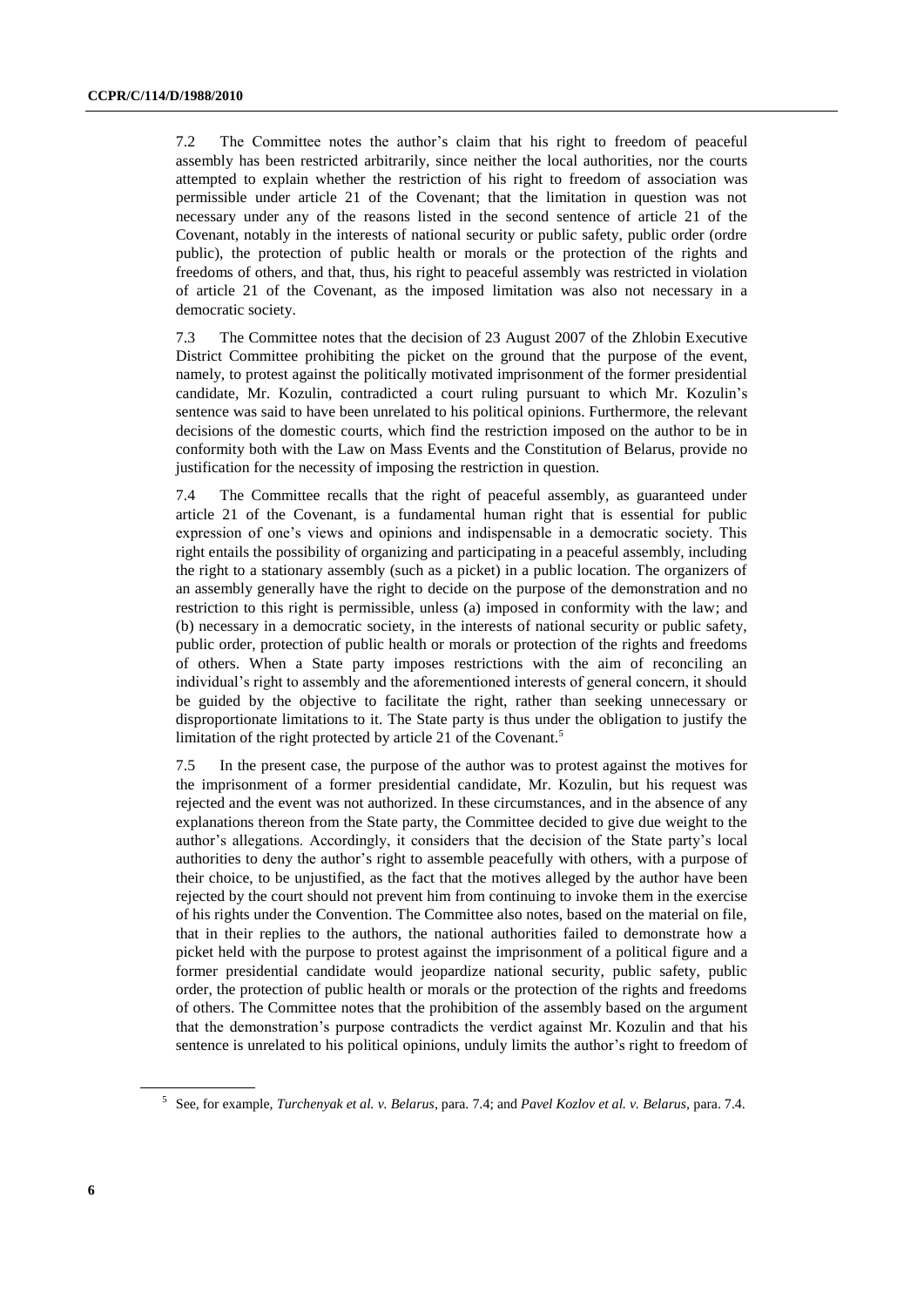7.2 The Committee notes the author's claim that his right to freedom of peaceful assembly has been restricted arbitrarily, since neither the local authorities, nor the courts attempted to explain whether the restriction of his right to freedom of association was permissible under article 21 of the Covenant; that the limitation in question was not necessary under any of the reasons listed in the second sentence of article 21 of the Covenant, notably in the interests of national security or public safety, public order (ordre public), the protection of public health or morals or the protection of the rights and freedoms of others, and that, thus, his right to peaceful assembly was restricted in violation of article 21 of the Covenant, as the imposed limitation was also not necessary in a democratic society.

7.3 The Committee notes that the decision of 23 August 2007 of the Zhlobin Executive District Committee prohibiting the picket on the ground that the purpose of the event, namely, to protest against the politically motivated imprisonment of the former presidential candidate, Mr. Kozulin, contradicted a court ruling pursuant to which Mr. Kozulin's sentence was said to have been unrelated to his political opinions. Furthermore, the relevant decisions of the domestic courts, which find the restriction imposed on the author to be in conformity both with the Law on Mass Events and the Constitution of Belarus, provide no justification for the necessity of imposing the restriction in question.

7.4 The Committee recalls that the right of peaceful assembly, as guaranteed under article 21 of the Covenant, is a fundamental human right that is essential for public expression of one's views and opinions and indispensable in a democratic society. This right entails the possibility of organizing and participating in a peaceful assembly, including the right to a stationary assembly (such as a picket) in a public location. The organizers of an assembly generally have the right to decide on the purpose of the demonstration and no restriction to this right is permissible, unless (a) imposed in conformity with the law; and (b) necessary in a democratic society, in the interests of national security or public safety, public order, protection of public health or morals or protection of the rights and freedoms of others. When a State party imposes restrictions with the aim of reconciling an individual's right to assembly and the aforementioned interests of general concern, it should be guided by the objective to facilitate the right, rather than seeking unnecessary or disproportionate limitations to it. The State party is thus under the obligation to justify the limitation of the right protected by article 21 of the Covenant.[5]

7.5 In the present case, the purpose of the author was to protest against the motives for the imprisonment of a former presidential candidate, Mr. Kozulin, but his request was rejected and the event was not authorized. In these circumstances, and in the absence of any explanations thereon from the State party, the Committee decided to give due weight to the author's allegations. Accordingly, it considers that the decision of the State party's local authorities to deny the author's right to assemble peacefully with others, with a purpose of their choice, to be unjustified, as the fact that the motives alleged by the author have been rejected by the court should not prevent him from continuing to invoke them in the exercise of his rights under the Convention. The Committee also notes, based on the material on file, that in their replies to the authors, the national authorities failed to demonstrate how a picket held with the purpose to protest against the imprisonment of a political figure and a former presidential candidate would jeopardize national security, public safety, public order, the protection of public health or morals or the protection of the rights and freedoms of others. The Committee notes that the prohibition of the assembly based on the argument that the demonstration's purpose contradicts the verdict against Mr. Kozulin and that his sentence is unrelated to his political opinions, unduly limits the author's right to freedom of

---

[5] See, for example, *Turchenyak et al. v. Belarus*, para. 7.4; and *Pavel Kozlov et al. v. Belarus*, para. 7.4.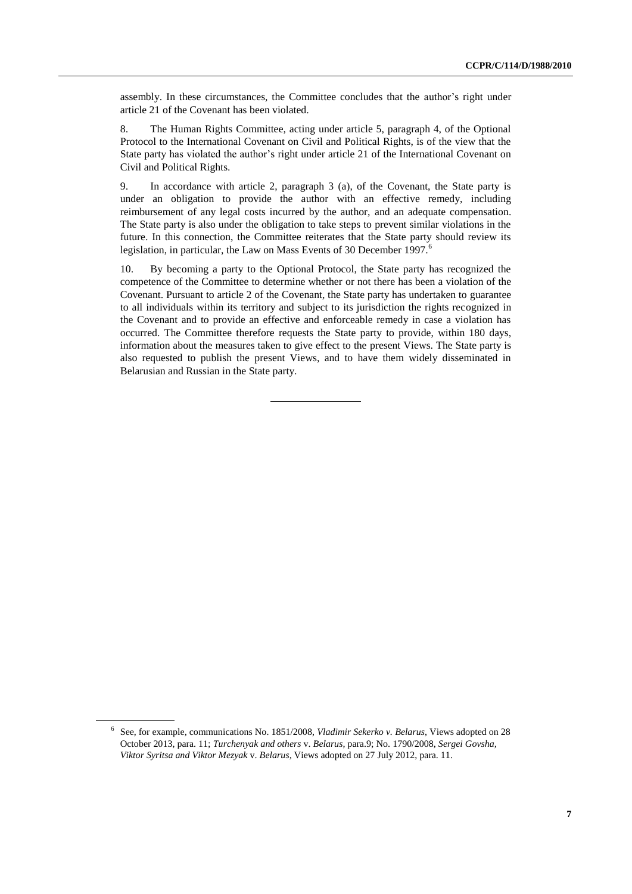assembly. In these circumstances, the Committee concludes that the author's right under article 21 of the Covenant has been violated.

8. The Human Rights Committee, acting under article 5, paragraph 4, of the Optional Protocol to the International Covenant on Civil and Political Rights, is of the view that the State party has violated the author's right under article 21 of the International Covenant on Civil and Political Rights.

9. In accordance with article 2, paragraph 3 (a), of the Covenant, the State party is under an obligation to provide the author with an effective remedy, including reimbursement of any legal costs incurred by the author, and an adequate compensation. The State party is also under the obligation to take steps to prevent similar violations in the future. In this connection, the Committee reiterates that the State party should review its legislation, in particular, the Law on Mass Events of 30 December 1997.[6]

10. By becoming a party to the Optional Protocol, the State party has recognized the competence of the Committee to determine whether or not there has been a violation of the Covenant. Pursuant to article 2 of the Covenant, the State party has undertaken to guarantee to all individuals within its territory and subject to its jurisdiction the rights recognized in the Covenant and to provide an effective and enforceable remedy in case a violation has occurred. The Committee therefore requests the State party to provide, within 180 days, information about the measures taken to give effect to the present Views. The State party is also requested to publish the present Views, and to have them widely disseminated in Belarusian and Russian in the State party.

---

[6] See, for example, communications No. 1851/2008, *Vladimir Sekerko v. Belarus*, Views adopted on 28 October 2013, para. 11; *Turchenyak and others* v. *Belarus*, para.9; No. 1790/2008, *Sergei Govsha, Viktor Syritsa and Viktor Mezyak* v. *Belarus*, Views adopted on 27 July 2012, para. 11.